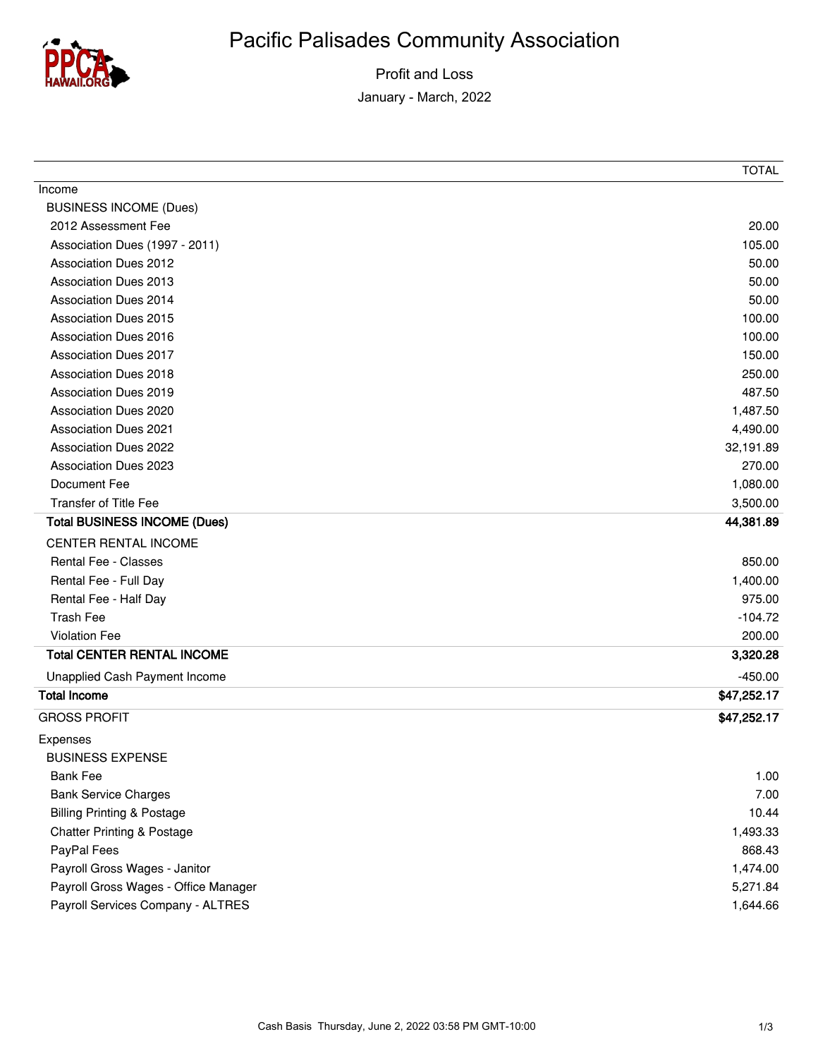# Pacific Palisades Community Association

## Profit and Loss

January - March, 2022

| | TOTAL |
|---|---|
| Income | |
| BUSINESS INCOME (Dues) | |
| 2012 Assessment Fee | 20.00 |
| Association Dues (1997 - 2011) | 105.00 |
| Association Dues 2012 | 50.00 |
| Association Dues 2013 | 50.00 |
| Association Dues 2014 | 50.00 |
| Association Dues 2015 | 100.00 |
| Association Dues 2016 | 100.00 |
| Association Dues 2017 | 150.00 |
| Association Dues 2018 | 250.00 |
| Association Dues 2019 | 487.50 |
| Association Dues 2020 | 1,487.50 |
| Association Dues 2021 | 4,490.00 |
| Association Dues 2022 | 32,191.89 |
| Association Dues 2023 | 270.00 |
| Document Fee | 1,080.00 |
| Transfer of Title Fee | 3,500.00 |
| **Total BUSINESS INCOME (Dues)** | **44,381.89** |
| CENTER RENTAL INCOME | |
| Rental Fee - Classes | 850.00 |
| Rental Fee - Full Day | 1,400.00 |
| Rental Fee - Half Day | 975.00 |
| Trash Fee | -104.72 |
| Violation Fee | 200.00 |
| **Total CENTER RENTAL INCOME** | **3,320.28** |
| Unapplied Cash Payment Income | -450.00 |
| **Total Income** | **$47,252.17** |
| GROSS PROFIT | **$47,252.17** |
| Expenses | |
| BUSINESS EXPENSE | |
| Bank Fee | 1.00 |
| Bank Service Charges | 7.00 |
| Billing Printing & Postage | 10.44 |
| Chatter Printing & Postage | 1,493.33 |
| PayPal Fees | 868.43 |
| Payroll Gross Wages - Janitor | 1,474.00 |
| Payroll Gross Wages - Office Manager | 5,271.84 |
| Payroll Services Company - ALTRES | 1,644.66 |

Cash Basis Thursday, June 2, 2022 03:58 PM GMT-10:00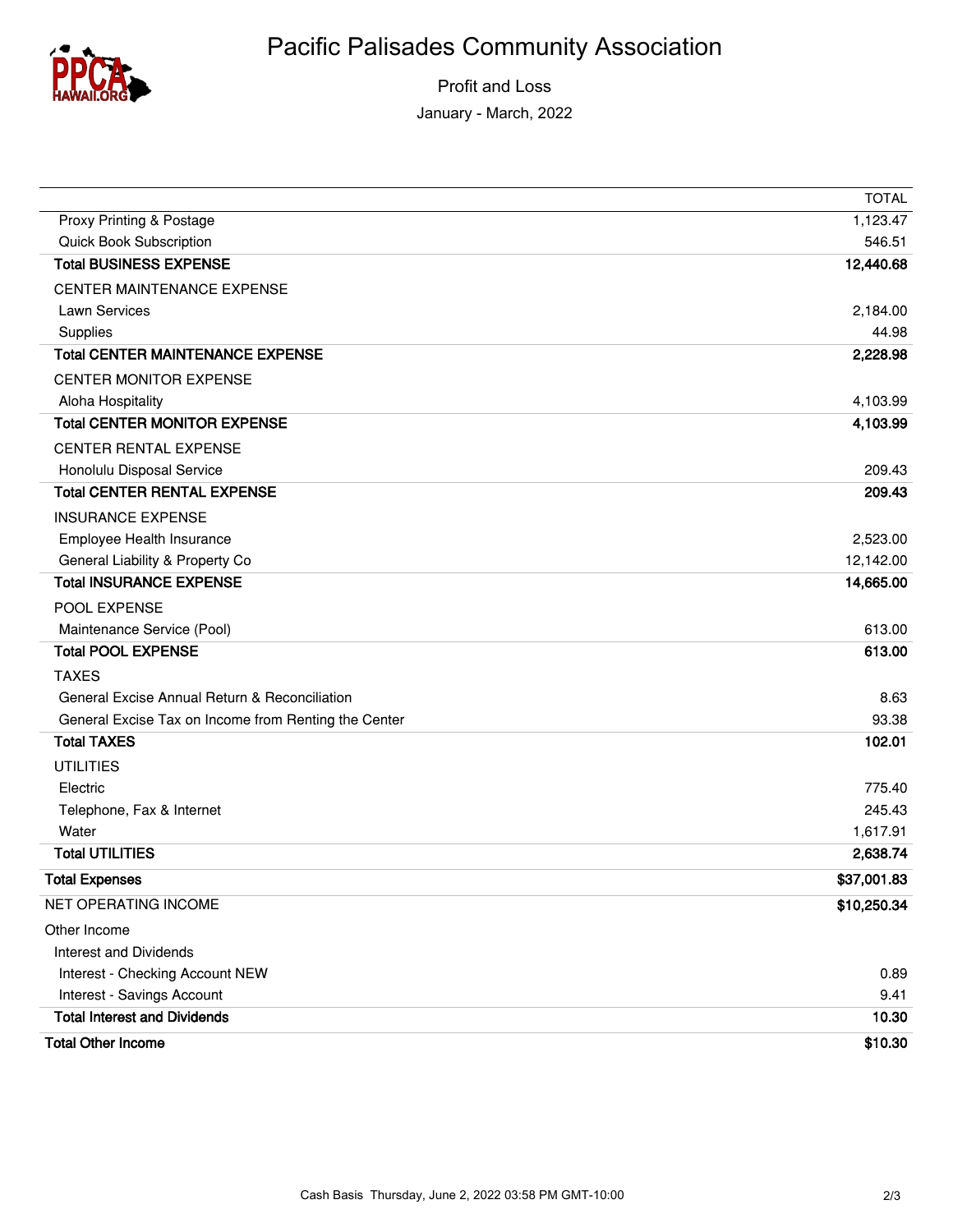# Pacific Palisades Community Association

Profit and Loss

January - March, 2022

| | TOTAL |
|---|---|
| Proxy Printing & Postage | 1,123.47 |
| Quick Book Subscription | 546.51 |
| **Total BUSINESS EXPENSE** | **12,440.68** |
| CENTER MAINTENANCE EXPENSE | |
| Lawn Services | 2,184.00 |
| Supplies | 44.98 |
| **Total CENTER MAINTENANCE EXPENSE** | **2,228.98** |
| CENTER MONITOR EXPENSE | |
| Aloha Hospitality | 4,103.99 |
| **Total CENTER MONITOR EXPENSE** | **4,103.99** |
| CENTER RENTAL EXPENSE | |
| Honolulu Disposal Service | 209.43 |
| **Total CENTER RENTAL EXPENSE** | **209.43** |
| INSURANCE EXPENSE | |
| Employee Health Insurance | 2,523.00 |
| General Liability & Property Co | 12,142.00 |
| **Total INSURANCE EXPENSE** | **14,665.00** |
| POOL EXPENSE | |
| Maintenance Service (Pool) | 613.00 |
| **Total POOL EXPENSE** | **613.00** |
| TAXES | |
| General Excise Annual Return & Reconciliation | 8.63 |
| General Excise Tax on Income from Renting the Center | 93.38 |
| **Total TAXES** | **102.01** |
| UTILITIES | |
| Electric | 775.40 |
| Telephone, Fax & Internet | 245.43 |
| Water | 1,617.91 |
| **Total UTILITIES** | **2,638.74** |
| **Total Expenses** | **$37,001.83** |
| NET OPERATING INCOME | **$10,250.34** |
| Other Income | |
| Interest and Dividends | |
| Interest - Checking Account NEW | 0.89 |
| Interest - Savings Account | 9.41 |
| **Total Interest and Dividends** | **10.30** |
| **Total Other Income** | **$10.30** |

Cash Basis Thursday, June 2, 2022 03:58 PM GMT-10:00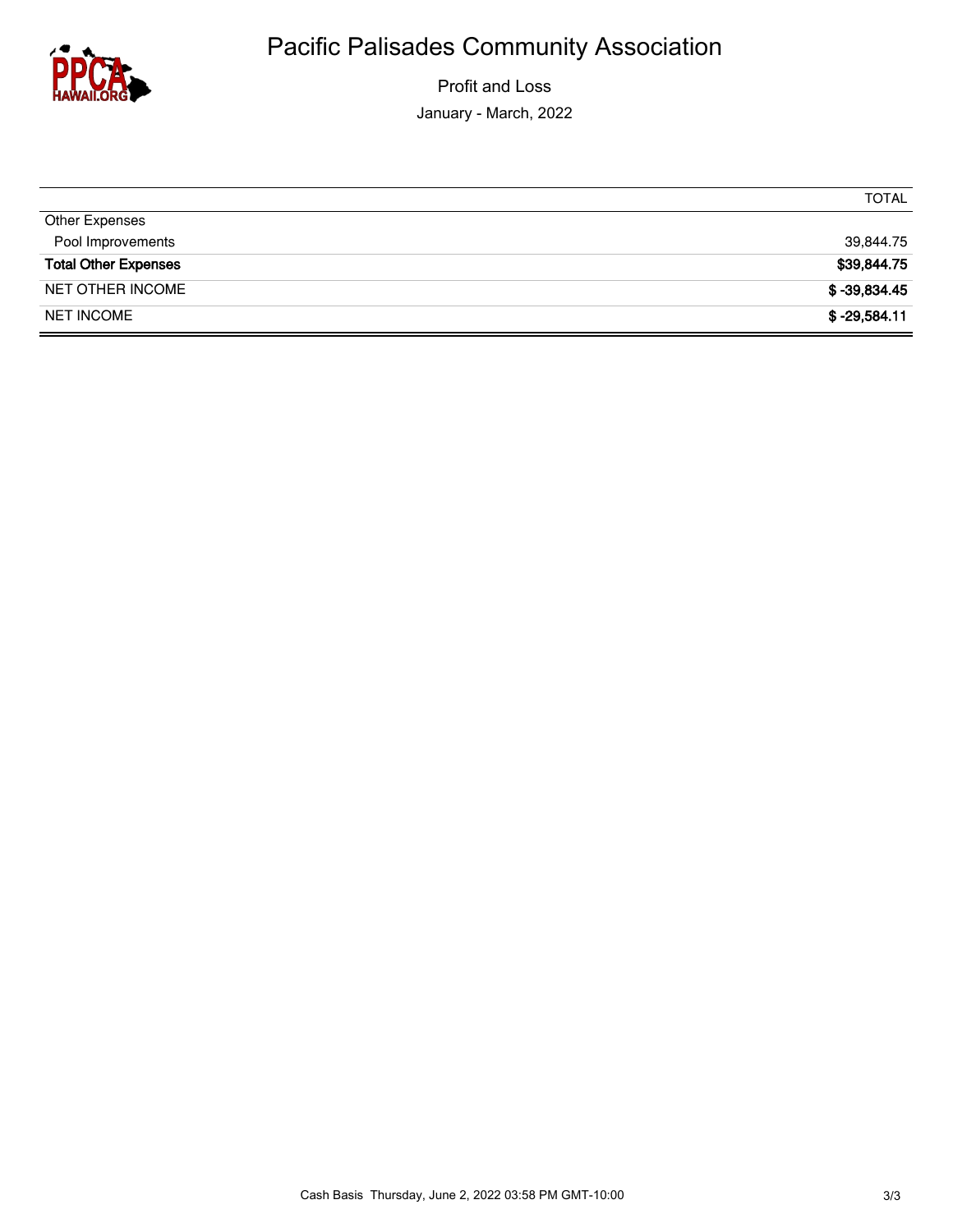# Pacific Palisades Community Association

Profit and Loss

January - March, 2022

| | TOTAL |
| --- | --- |
| Other Expenses | |
| Pool Improvements | 39,844.75 |
| **Total Other Expenses** | **$39,844.75** |
| NET OTHER INCOME | **$ -39,834.45** |
| NET INCOME | **$ -29,584.11** |

Cash Basis Thursday, June 2, 2022 03:58 PM GMT-10:00